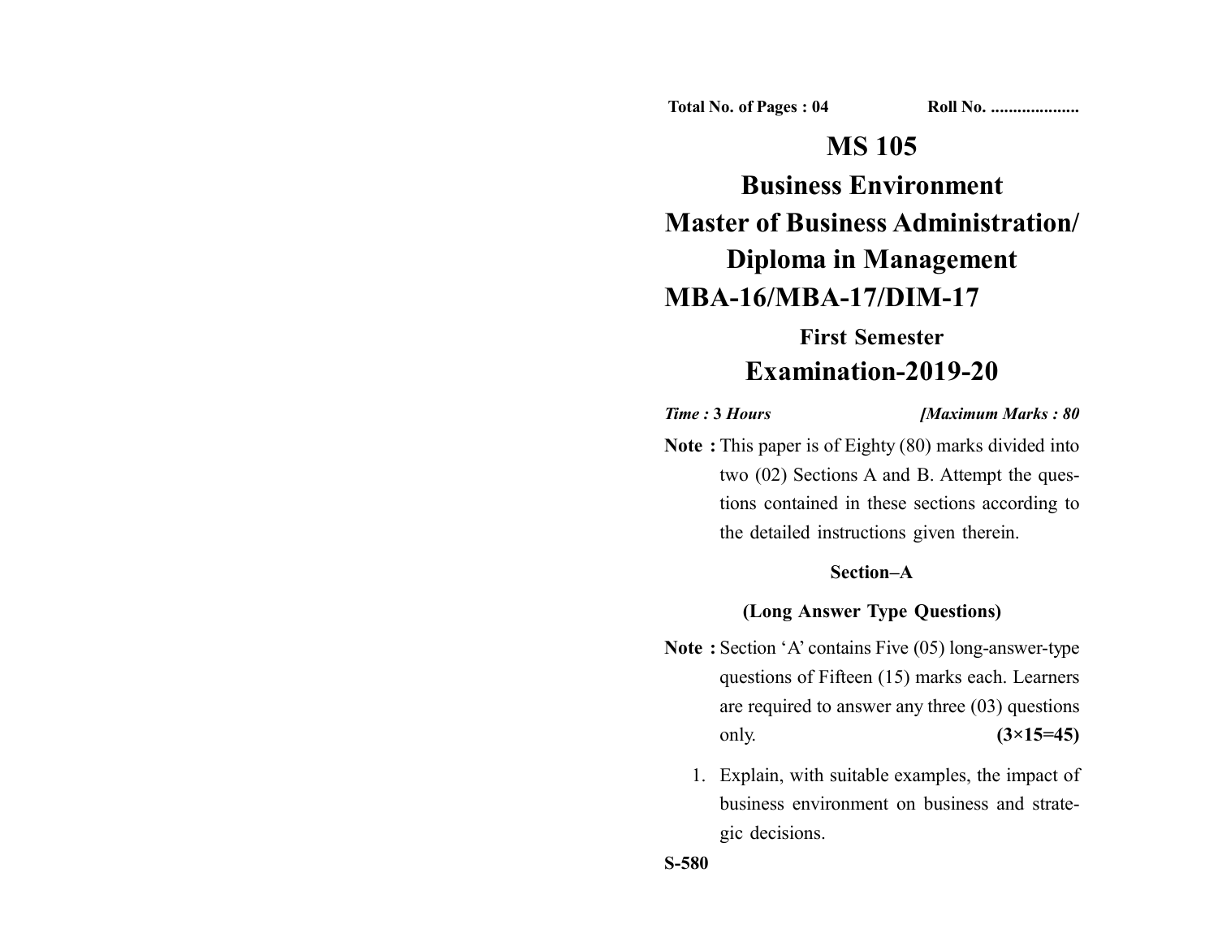Total No. of Pages : 04 Roll No. ....................

# MS 105

# Business Environment

# Master of Business Administration/ Diploma in Management

# MBA-16/MBA-17/DIM-17

## First Semester

## Examination-2019-20

*Time :* ***3 Hours*** ***[Maximum Marks : 80***

**Note :** This paper is of Eighty (80) marks divided into two (02) Sections A and B. Attempt the questions contained in these sections according to the detailed instructions given therein.

### Section–A

### (Long Answer Type Questions)

**Note :** Section 'A' contains Five (05) long-answer-type questions of Fifteen (15) marks each. Learners are required to answer any three (03) questions only. **(3×15=45)**

1. Explain, with suitable examples, the impact of business environment on business and strategic decisions.

**S-580**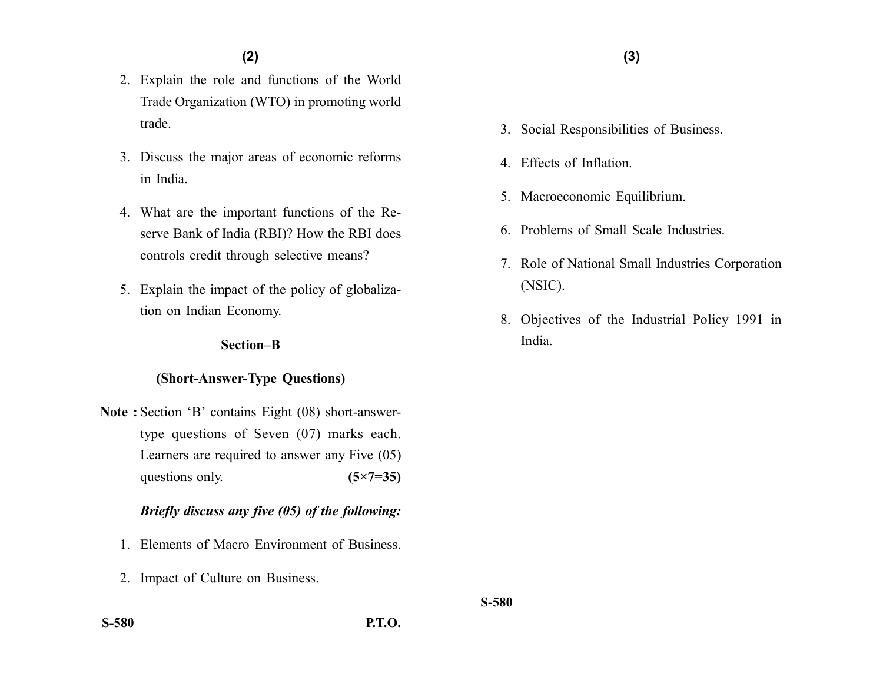2. Explain the role and functions of the World Trade Organization (WTO) in promoting world trade.

3. Discuss the major areas of economic reforms in India.

4. What are the important functions of the Reserve Bank of India (RBI)? How the RBI does controls credit through selective means?

5. Explain the impact of the policy of globalization on Indian Economy.

## Section–B

### (Short-Answer-Type Questions)

**Note :** Section 'B' contains Eight (08) short-answer-type questions of Seven (07) marks each. Learners are required to answer any Five (05) questions only. **(5×7=35)**

***Briefly discuss any five (05) of the following:***

1. Elements of Macro Environment of Business.
2. Impact of Culture on Business.
3. Social Responsibilities of Business.
4. Effects of Inflation.
5. Macroeconomic Equilibrium.
6. Problems of Small Scale Industries.
7. Role of National Small Industries Corporation (NSIC).
8. Objectives of the Industrial Policy 1991 in India.